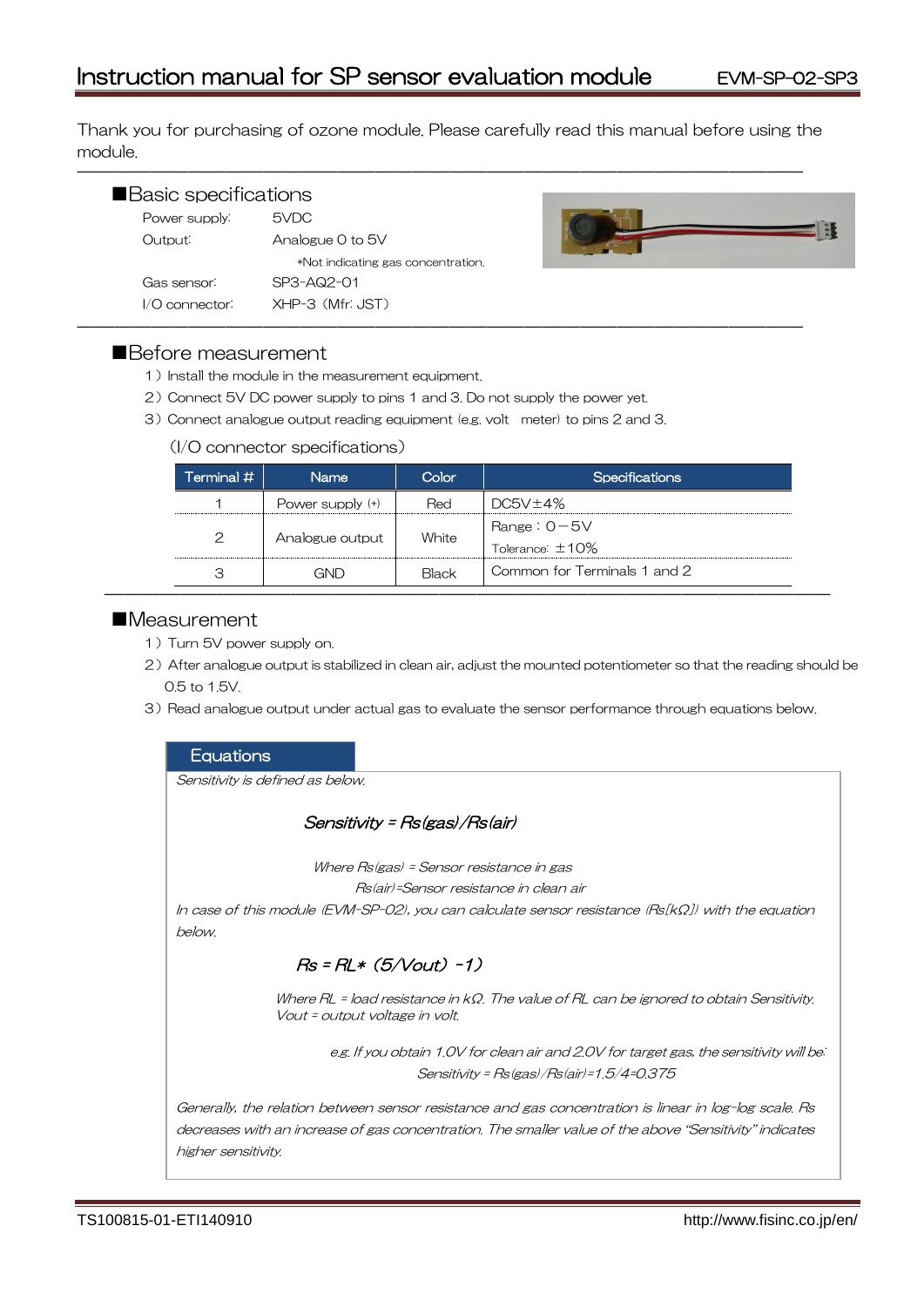# Instruction manual for SP sensor evaluation module

EVM-SP-02-SP3

Thank you for purchasing of ozone module. Please carefully read this manual before using the module.

## ■Basic specifications

Power supply: 5VDC

Output: Analogue 0 to 5V

*Not indicating gas concentration.

Gas sensor: SP3-AQ2-01

I/O connector: XHP-3 (Mfr: JST)

## ■Before measurement

1) Install the module in the measurement equipment.

2) Connect 5V DC power supply to pins 1 and 3. Do not supply the power yet.

3) Connect analogue output reading equipment (e.g. volt meter) to pins 2 and 3.

(I/O connector specifications)

| Terminal # | Name | Color | Specifications |
|---|---|---|---|
| 1 | Power supply (+) | Red | DC5V±4% |
| 2 | Analogue output | White | Range：0－5V<br>Tolerance: ±10% |
| 3 | GND | Black | Common for Terminals 1 and 2 |

## ■Measurement

1) Turn 5V power supply on.

2) After analogue output is stabilized in clean air, adjust the mounted potentiometer so that the reading should be 0.5 to 1.5V.

3) Read analogue output under actual gas to evaluate the sensor performance through equations below.

### Equations

*Sensitivity is defined as below.*

$$Sensitivity = Rs(gas)/Rs(air)$$

*Where Rs(gas) = Sensor resistance in gas*

*Rs(air)=Sensor resistance in clean air*

*In case of this module (EVM-SP-02), you can calculate sensor resistance (Rs[kΩ]) with the equation below.*

$$Rs = RL * (5/Vout) - 1)$$

*Where RL = load resistance in kΩ. The value of RL can be ignored to obtain Sensitivity.*
*Vout = output voltage in volt.*

*e.g. If you obtain 1.0V for clean air and 2.0V for target gas, the sensitivity will be:*

*Sensitivity = Rs(gas)/Rs(air)=1.5/4=0.375*

*Generally, the relation between sensor resistance and gas concentration is linear in log-log scale. Rs decreases with an increase of gas concentration. The smaller value of the above "Sensitivity" indicates higher sensitivity.*

TS100815-01-ETI140910

http://www.fisinc.co.jp/en/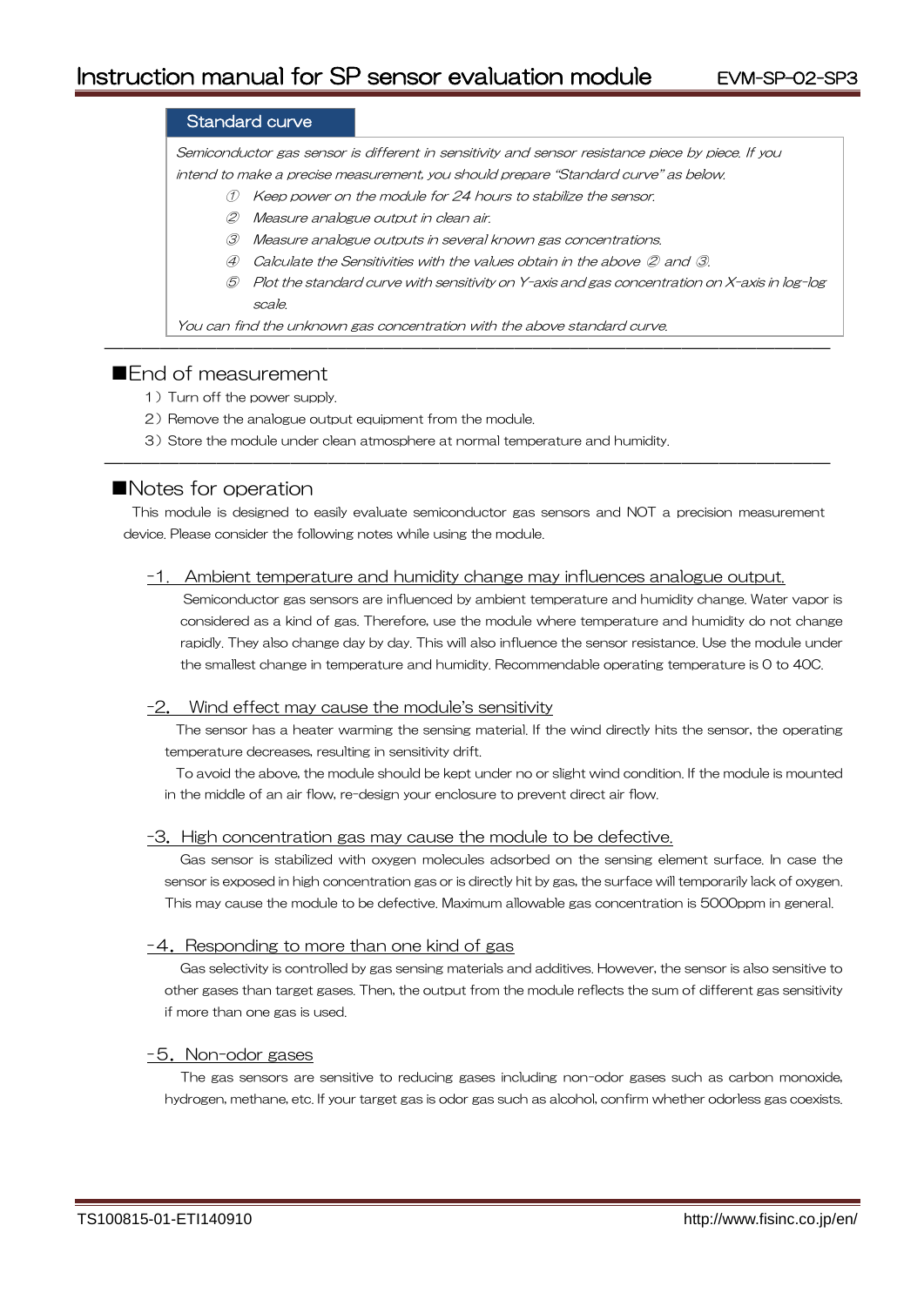### Standard curve

*Semiconductor gas sensor is different in sensitivity and sensor resistance piece by piece. If you intend to make a precise measurement, you should prepare "Standard curve" as below.*

*① Keep power on the module for 24 hours to stabilize the sensor.*

*② Measure analogue output in clean air.*

*③ Measure analogue outputs in several known gas concentrations.*

*④ Calculate the Sensitivities with the values obtain in the above ② and ③.*

*⑤ Plot the standard curve with sensitivity on Y-axis and gas concentration on X-axis in log-log scale.*

*You can find the unknown gas concentration with the above standard curve.*

---

## ■End of measurement

1）Turn off the power supply.

2）Remove the analogue output equipment from the module.

3）Store the module under clean atmosphere at normal temperature and humidity.

---

## ■Notes for operation

This module is designed to easily evaluate semiconductor gas sensors and NOT a precision measurement device. Please consider the following notes while using the module.

### -1. Ambient temperature and humidity change may influences analogue output.

Semiconductor gas sensors are influenced by ambient temperature and humidity change. Water vapor is considered as a kind of gas. Therefore, use the module where temperature and humidity do not change rapidly. They also change day by day. This will also influence the sensor resistance. Use the module under the smallest change in temperature and humidity. Recommendable operating temperature is 0 to 40C.

### -2. Wind effect may cause the module's sensitivity

The sensor has a heater warming the sensing material. If the wind directly hits the sensor, the operating temperature decreases, resulting in sensitivity drift.

To avoid the above, the module should be kept under no or slight wind condition. If the module is mounted in the middle of an air flow, re-design your enclosure to prevent direct air flow.

### -3. High concentration gas may cause the module to be defective.

Gas sensor is stabilized with oxygen molecules adsorbed on the sensing element surface. In case the sensor is exposed in high concentration gas or is directly hit by gas, the surface will temporarily lack of oxygen. This may cause the module to be defective. Maximum allowable gas concentration is 5000ppm in general.

### -4. Responding to more than one kind of gas

Gas selectivity is controlled by gas sensing materials and additives. However, the sensor is also sensitive to other gases than target gases. Then, the output from the module reflects the sum of different gas sensitivity if more than one gas is used.

### -5. Non-odor gases

The gas sensors are sensitive to reducing gases including non-odor gases such as carbon monoxide, hydrogen, methane, etc. If your target gas is odor gas such as alcohol, confirm whether odorless gas coexists.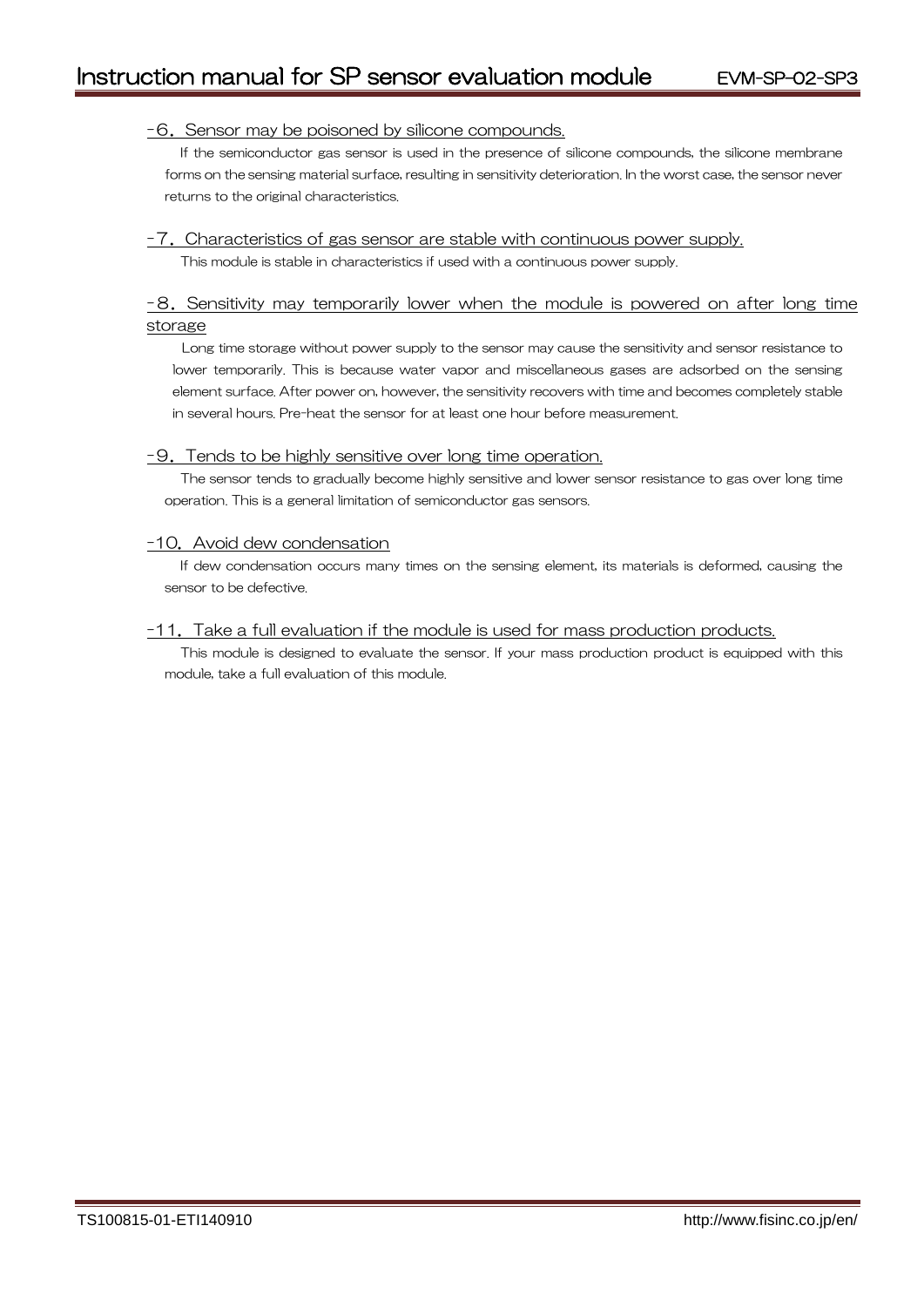### -6．Sensor may be poisoned by silicone compounds.

If the semiconductor gas sensor is used in the presence of silicone compounds, the silicone membrane forms on the sensing material surface, resulting in sensitivity deterioration. In the worst case, the sensor never returns to the original characteristics.

### -7．Characteristics of gas sensor are stable with continuous power supply.

This module is stable in characteristics if used with a continuous power supply.

### -8．Sensitivity may temporarily lower when the module is powered on after long time storage

Long time storage without power supply to the sensor may cause the sensitivity and sensor resistance to lower temporarily. This is because water vapor and miscellaneous gases are adsorbed on the sensing element surface. After power on, however, the sensitivity recovers with time and becomes completely stable in several hours. Pre-heat the sensor for at least one hour before measurement.

### -9．Tends to be highly sensitive over long time operation.

The sensor tends to gradually become highly sensitive and lower sensor resistance to gas over long time operation. This is a general limitation of semiconductor gas sensors.

### -10．Avoid dew condensation

If dew condensation occurs many times on the sensing element, its materials is deformed, causing the sensor to be defective.

### -11．Take a full evaluation if the module is used for mass production products.

This module is designed to evaluate the sensor. If your mass production product is equipped with this module, take a full evaluation of this module.